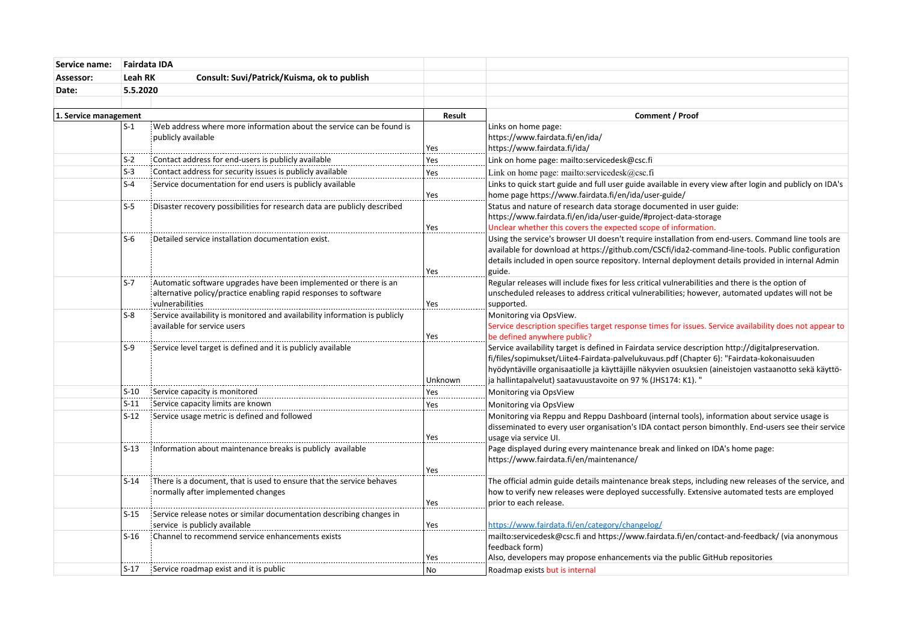| | | | |
|---|---|---|---|
| **Service name:** | **Fairdata IDA** | | |
| **Assessor:** | **Leah RK** **Consult: Suvi/Patrick/Kuisma, ok to publish** | | |
| **Date:** | **5.5.2020** | | |

| **1. Service management** | | **Result** | **Comment / Proof** |
|---|---|---|---|
| S-1 | Web address where more information about the service can be found is publicly available | Yes | Links on home page: https://www.fairdata.fi/en/ida/ https://www.fairdata.fi/ida/ |
| S-2 | Contact address for end-users is publicly available | Yes | Link on home page: mailto:servicedesk@csc.fi |
| S-3 | Contact address for security issues is publicly available | Yes | Link on home page: mailto:servicedesk@csc.fi |
| S-4 | Service documentation for end users is publicly available | Yes | Links to quick start guide and full user guide available in every view after login and publicly on IDA's home page https://www.fairdata.fi/en/ida/user-guide/ |
| S-5 | Disaster recovery possibilities for research data are publicly described | Yes | Status and nature of research data storage documented in user guide: https://www.fairdata.fi/en/ida/user-guide/#project-data-storage Unclear whether this covers the expected scope of information. |
| S-6 | Detailed service installation documentation exist. | Yes | Using the service's browser UI doesn't require installation from end-users. Command line tools are available for download at https://github.com/CSCfi/ida2-command-line-tools. Public configuration details included in open source repository. Internal deployment details provided in internal Admin guide. |
| S-7 | Automatic software upgrades have been implemented or there is an alternative policy/practice enabling rapid responses to software vulnerabilities | Yes | Regular releases will include fixes for less critical vulnerabilities and there is the option of unscheduled releases to address critical vulnerabilities; however, automated updates will not be supported. |
| S-8 | Service availability is monitored and availability information is publicly available for service users | Yes | Monitoring via OpsView. Service description specifies target response times for issues. Service availability does not appear to be defined anywhere public? |
| S-9 | Service level target is defined and it is publicly available | Unknown | Service availability target is defined in Fairdata service description http://digitalpreservation.fi/files/sopimukset/Liite4-Fairdata-palvelukuvaus.pdf (Chapter 6): "Fairdata-kokonaisuuden hyödyntäville organisaatiolle ja käyttäjille näkyvien osuuksien (aineistojen vastaanotto sekä käyttö- ja hallintapalvelut) saatavuustavoite on 97 % (JHS174: K1). " |
| S-10 | Service capacity is monitored | Yes | Monitoring via OpsView |
| S-11 | Service capacity limits are known | Yes | Monitoring via OpsView |
| S-12 | Service usage metric is defined and followed | Yes | Monitoring via Reppu and Reppu Dashboard (internal tools), information about service usage is disseminated to every user organisation's IDA contact person bimonthly. End-users see their service usage via service UI. |
| S-13 | Information about maintenance breaks is publicly available | Yes | Page displayed during every maintenance break and linked on IDA's home page: https://www.fairdata.fi/en/maintenance/ |
| S-14 | There is a document, that is used to ensure that the service behaves normally after implemented changes | Yes | The official admin guide details maintenance break steps, including new releases of the service, and how to verify new releases were deployed successfully. Extensive automated tests are employed prior to each release. |
| S-15 | Service release notes or similar documentation describing changes in service is publicly available | Yes | https://www.fairdata.fi/en/category/changelog/ |
| S-16 | Channel to recommend service enhancements exists | Yes | mailto:servicedesk@csc.fi and https://www.fairdata.fi/en/contact-and-feedback/ (via anonymous feedback form) Also, developers may propose enhancements via the public GitHub repositories |
| S-17 | Service roadmap exist and it is public | No | Roadmap exists but is internal |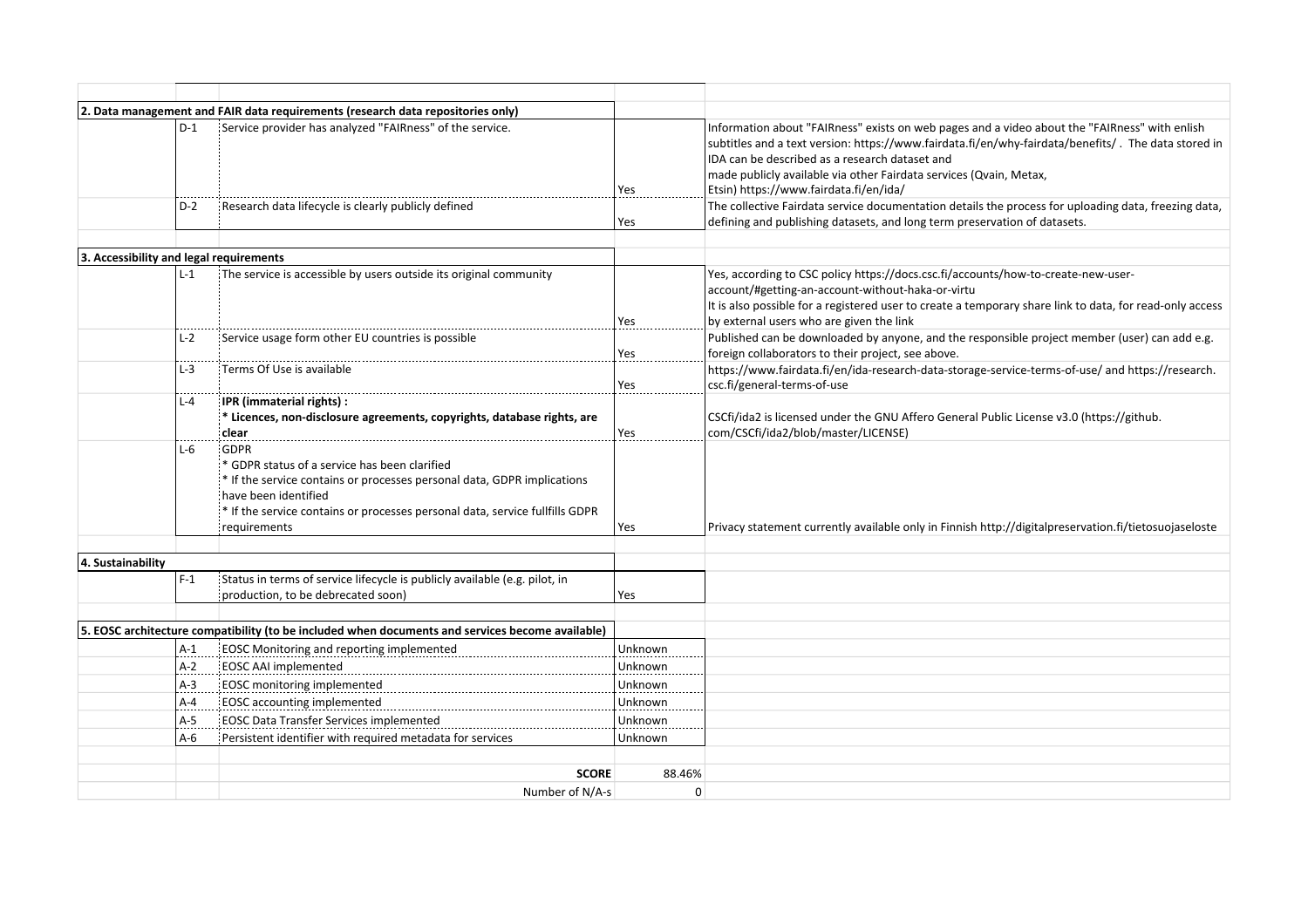| | | | | |
|---|---|---|---|---|
| **2. Data management and FAIR data requirements (research data repositories only)** | | | | |
| | D-1 | Service provider has analyzed "FAIRness" of the service. | Yes | Information about "FAIRness" exists on web pages and a video about the "FAIRness" with enlish subtitles and a text version: https://www.fairdata.fi/en/why-fairdata/benefits/ . The data stored in IDA can be described as a research dataset and made publicly available via other Fairdata services (Qvain, Metax, Etsin) https://www.fairdata.fi/en/ida/ |
| | D-2 | Research data lifecycle is clearly publicly defined | Yes | The collective Fairdata service documentation details the process for uploading data, freezing data, defining and publishing datasets, and long term preservation of datasets. |
| **3. Accessibility and legal requirements** | | | | |
| | L-1 | The service is accessible by users outside its original community | Yes | Yes, according to CSC policy https://docs.csc.fi/accounts/how-to-create-new-user-account/#getting-an-account-without-haka-or-virtu It is also possible for a registered user to create a temporary share link to data, for read-only access by external users who are given the link |
| | L-2 | Service usage form other EU countries is possible | Yes | Published can be downloaded by anyone, and the responsible project member (user) can add e.g. foreign collaborators to their project, see above. |
| | L-3 | Terms Of Use is available | Yes | https://www.fairdata.fi/en/ida-research-data-storage-service-terms-of-use/ and https://research.csc.fi/general-terms-of-use |
| | L-4 | **IPR (immaterial rights) :** **\* Licences, non-disclosure agreements, copyrights, database rights, are clear** | Yes | CSCfi/ida2 is licensed under the GNU Affero General Public License v3.0 (https://github.com/CSCfi/ida2/blob/master/LICENSE) |
| | L-6 | GDPR * GDPR status of a service has been clarified * If the service contains or processes personal data, GDPR implications have been identified * If the service contains or processes personal data, service fullfills GDPR requirements | Yes | Privacy statement currently available only in Finnish http://digitalpreservation.fi/tietosuojaseloste |
| **4. Sustainability** | | | | |
| | F-1 | Status in terms of service lifecycle is publicly available (e.g. pilot, in production, to be debrecated soon) | Yes | |
| **5. EOSC architecture compatibility (to be included when documents and services become available)** | | | | |
| | A-1 | EOSC Monitoring and reporting implemented | Unknown | |
| | A-2 | EOSC AAI implemented | Unknown | |
| | A-3 | EOSC monitoring implemented | Unknown | |
| | A-4 | EOSC accounting implemented | Unknown | |
| | A-5 | EOSC Data Transfer Services implemented | Unknown | |
| | A-6 | Persistent identifier with required metadata for services | Unknown | |
| | | **SCORE** | 88.46% | |
| | | Number of N/A-s | 0 | |